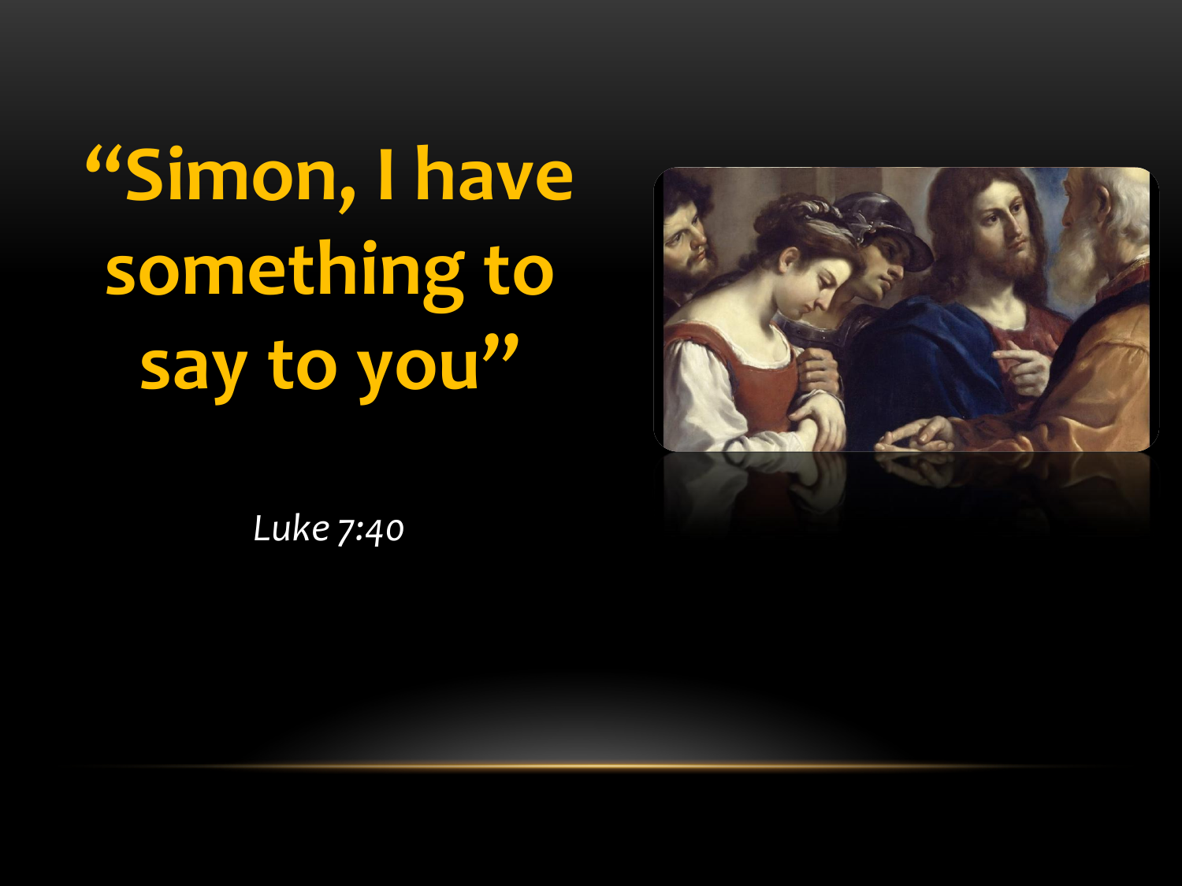# "Simon, I have something to say to you"

*Luke 7:40*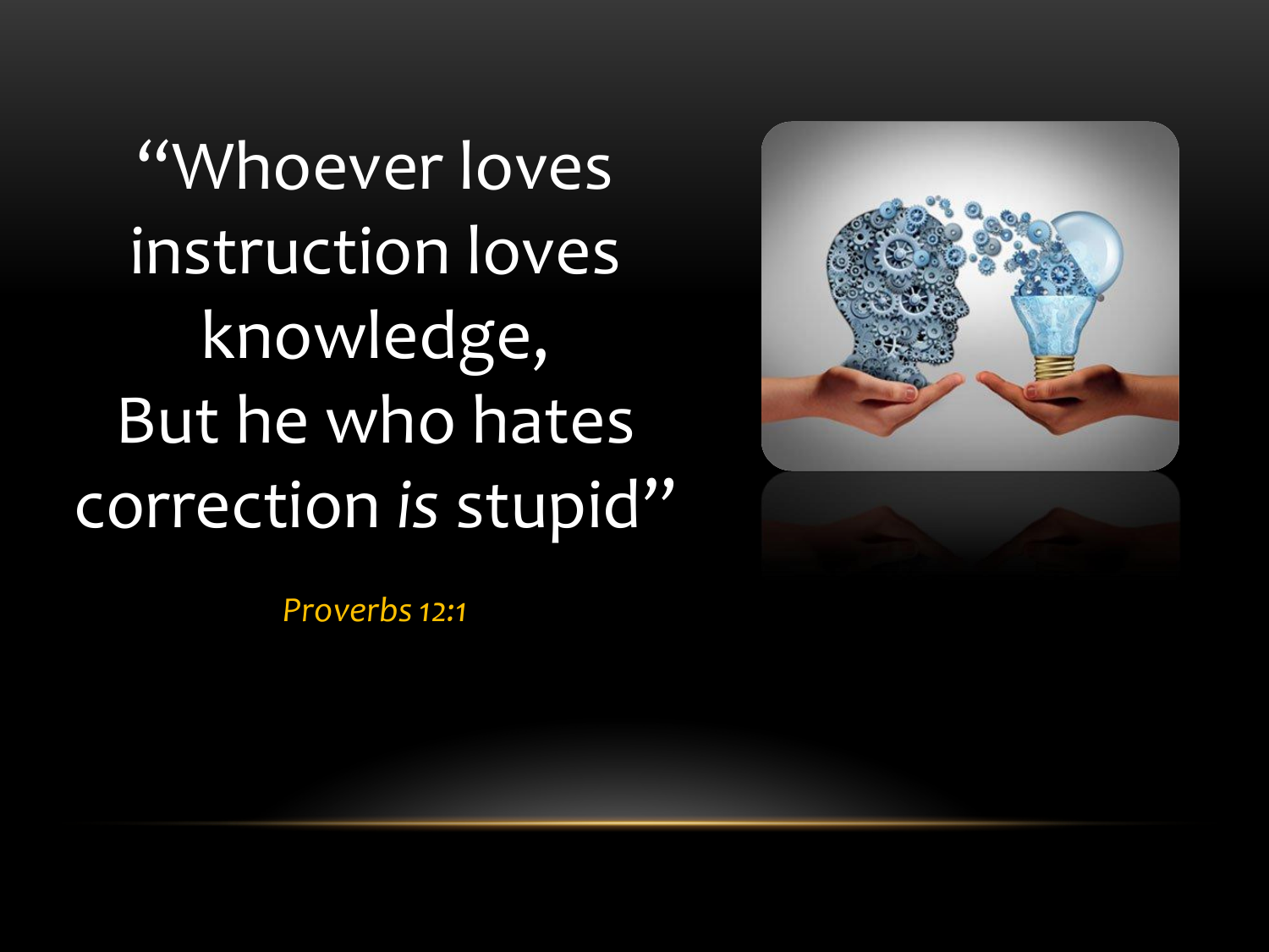"Whoever loves instruction loves knowledge,
But he who hates correction *is* stupid"

*Proverbs 12:1*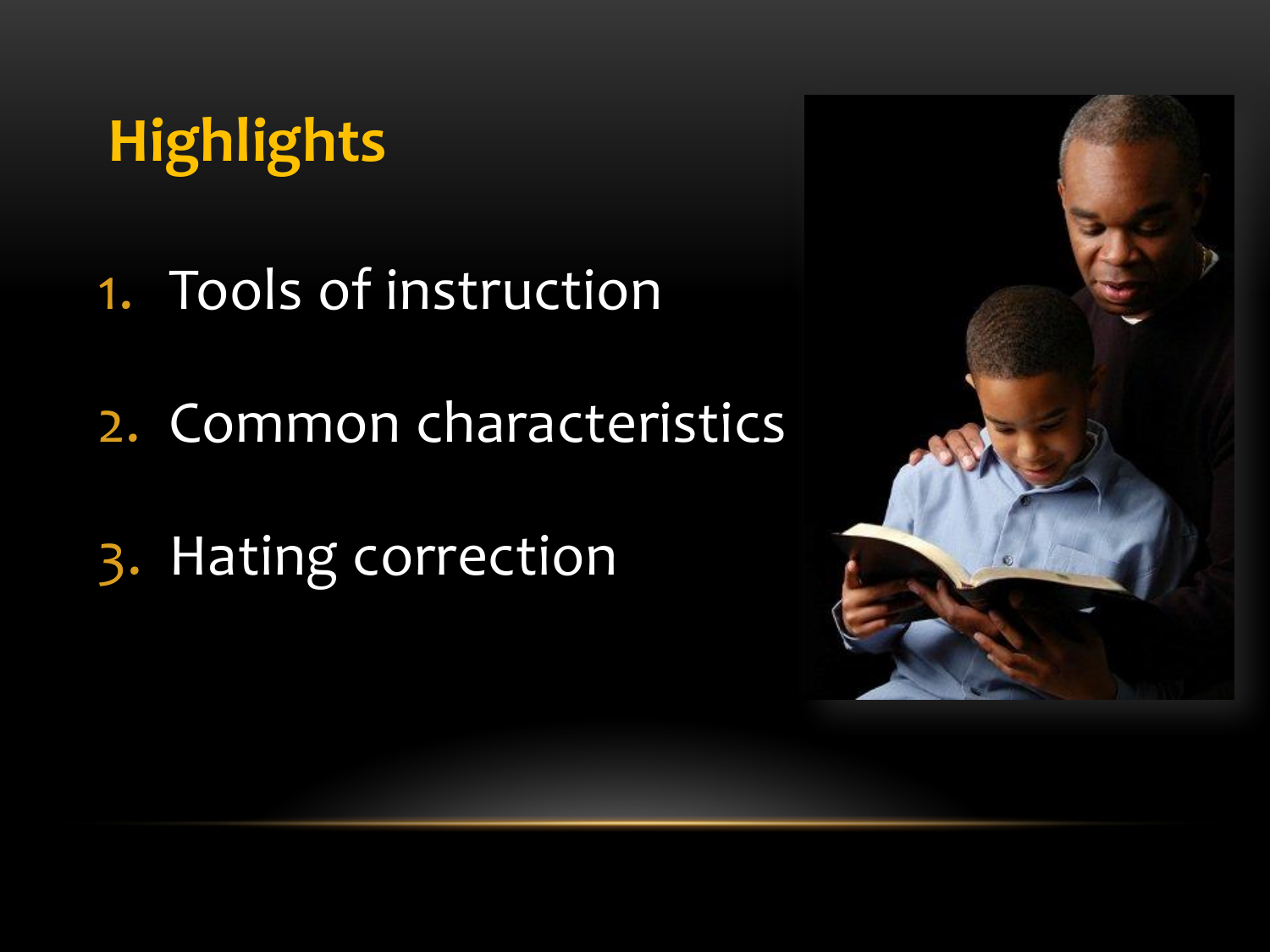# Highlights

1. Tools of instruction
2. Common characteristics
3. Hating correction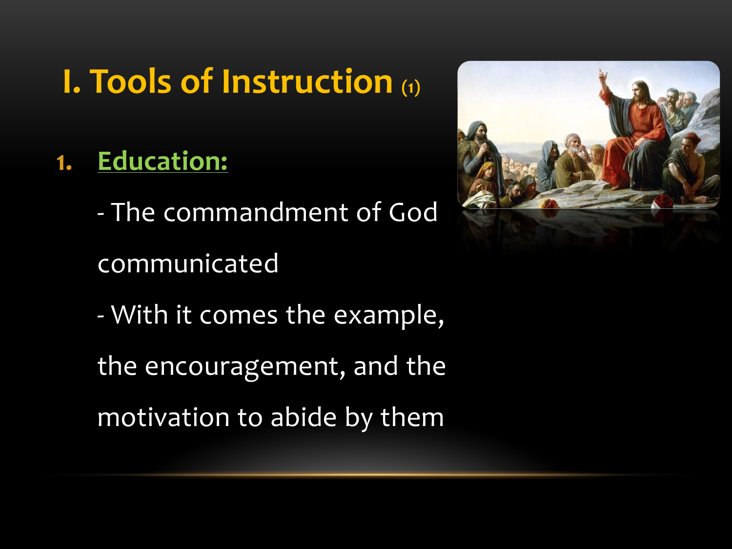# I. Tools of Instruction (1)

1. **Education:**

   - The commandment of God communicated

   - With it comes the example, the encouragement, and the motivation to abide by them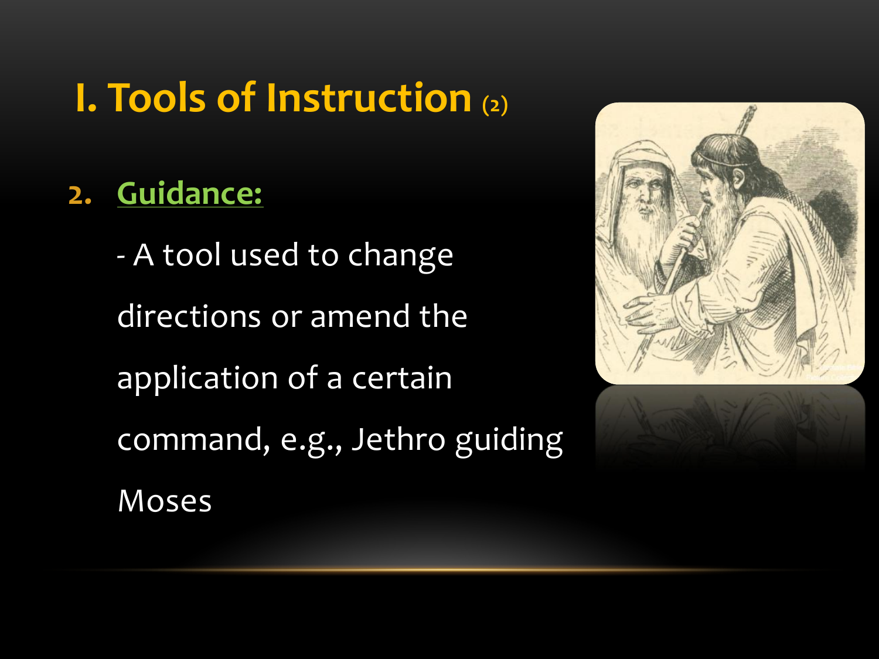# I. Tools of Instruction (2)

2. **Guidance:**

   - A tool used to change directions or amend the application of a certain command, e.g., Jethro guiding Moses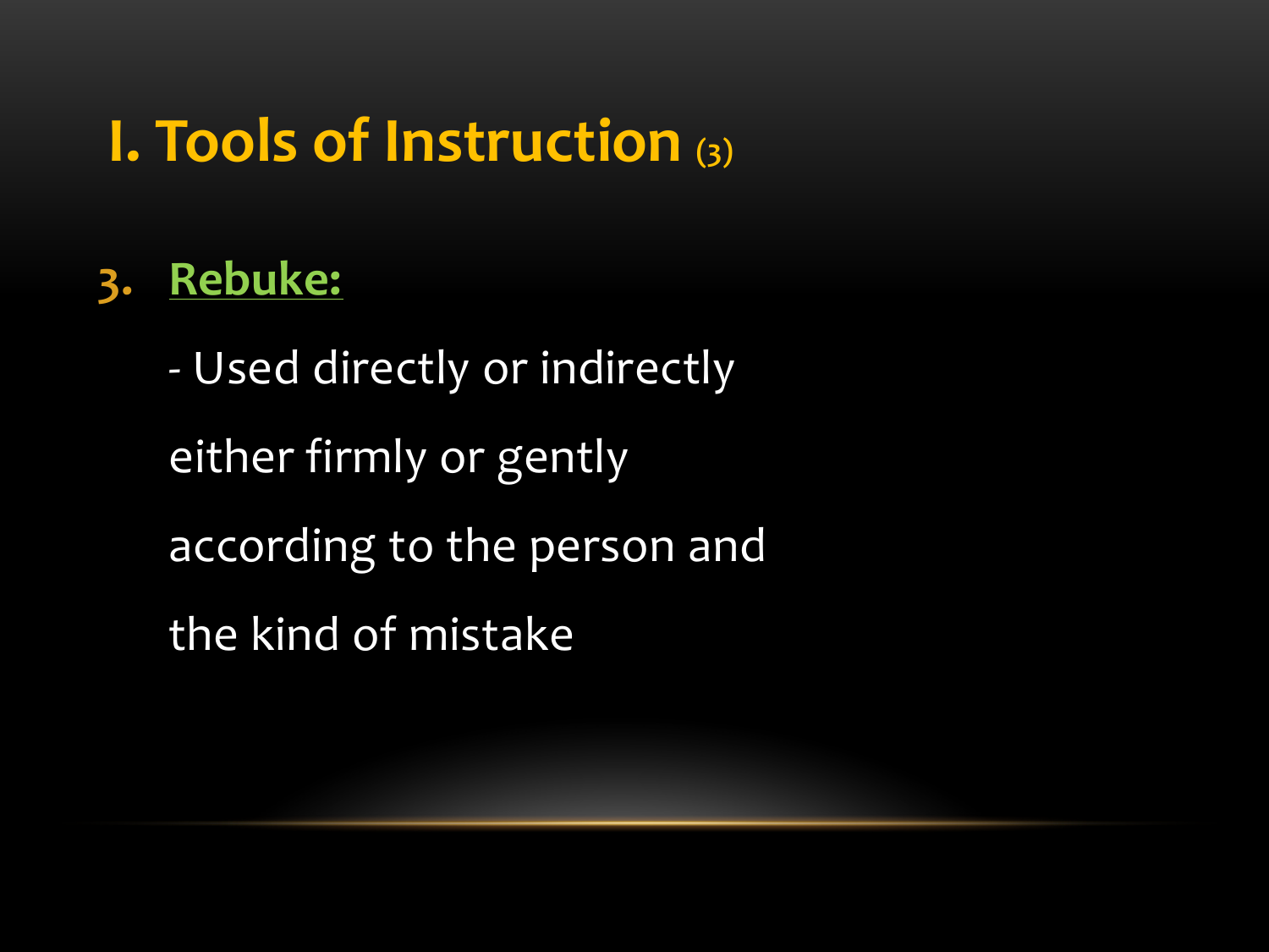# I. Tools of Instruction (3)

3. **Rebuke:**

   - Used directly or indirectly

   either firmly or gently

   according to the person and

   the kind of mistake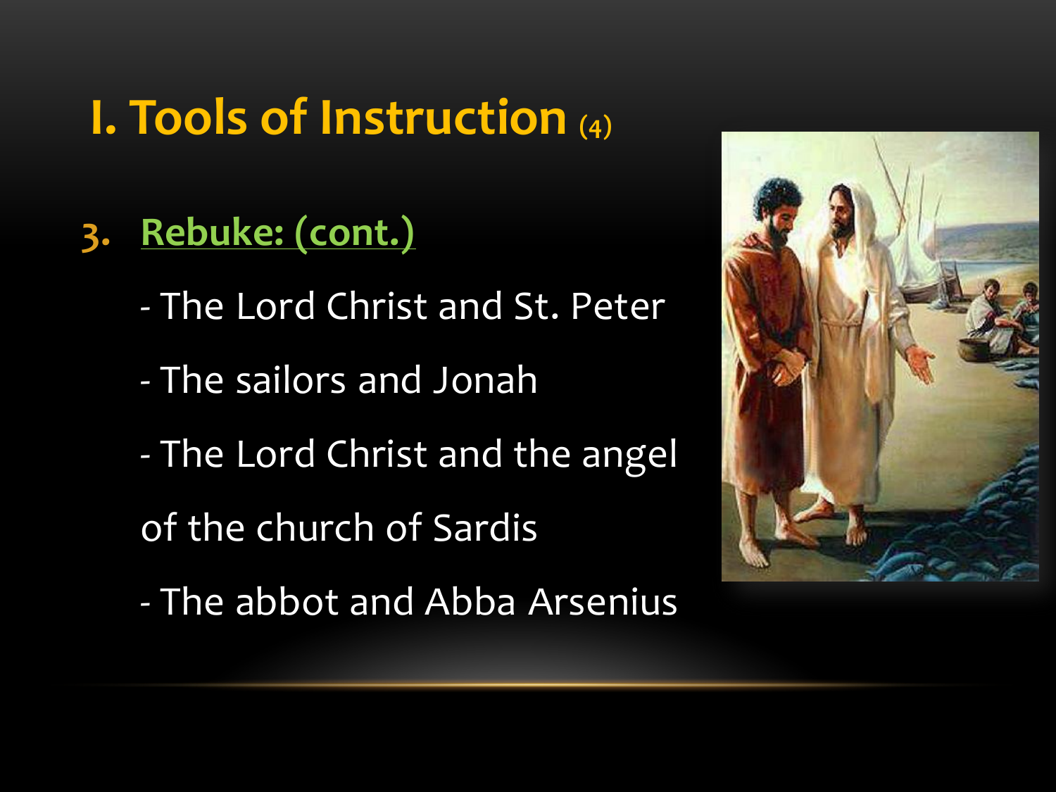# I. Tools of Instruction (4)

3. **Rebuke: (cont.)**

   - The Lord Christ and St. Peter
   - The sailors and Jonah
   - The Lord Christ and the angel of the church of Sardis
   - The abbot and Abba Arsenius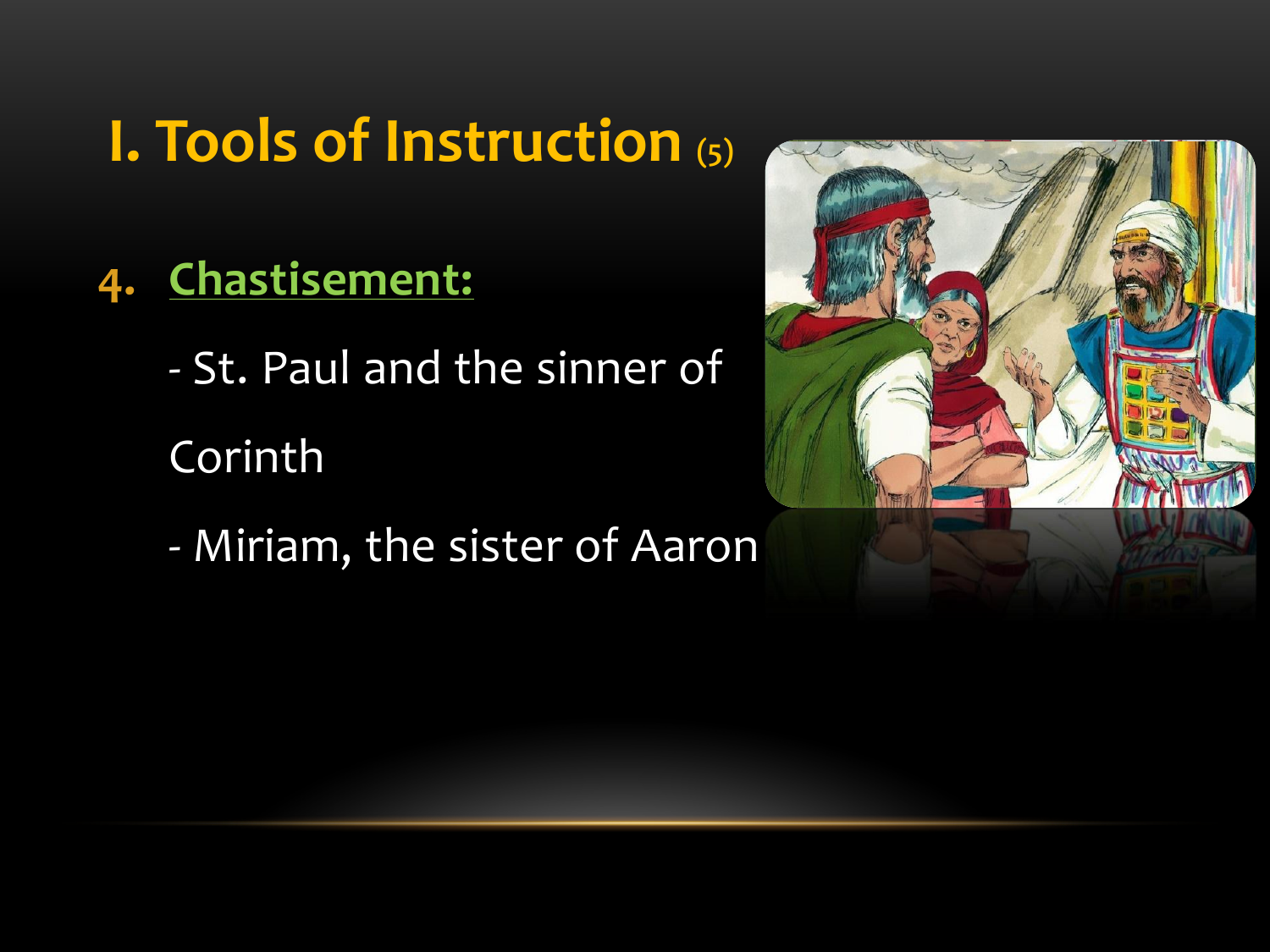# I. Tools of Instruction (5)

4. **Chastisement:**

   - St. Paul and the sinner of Corinth

   - Miriam, the sister of Aaron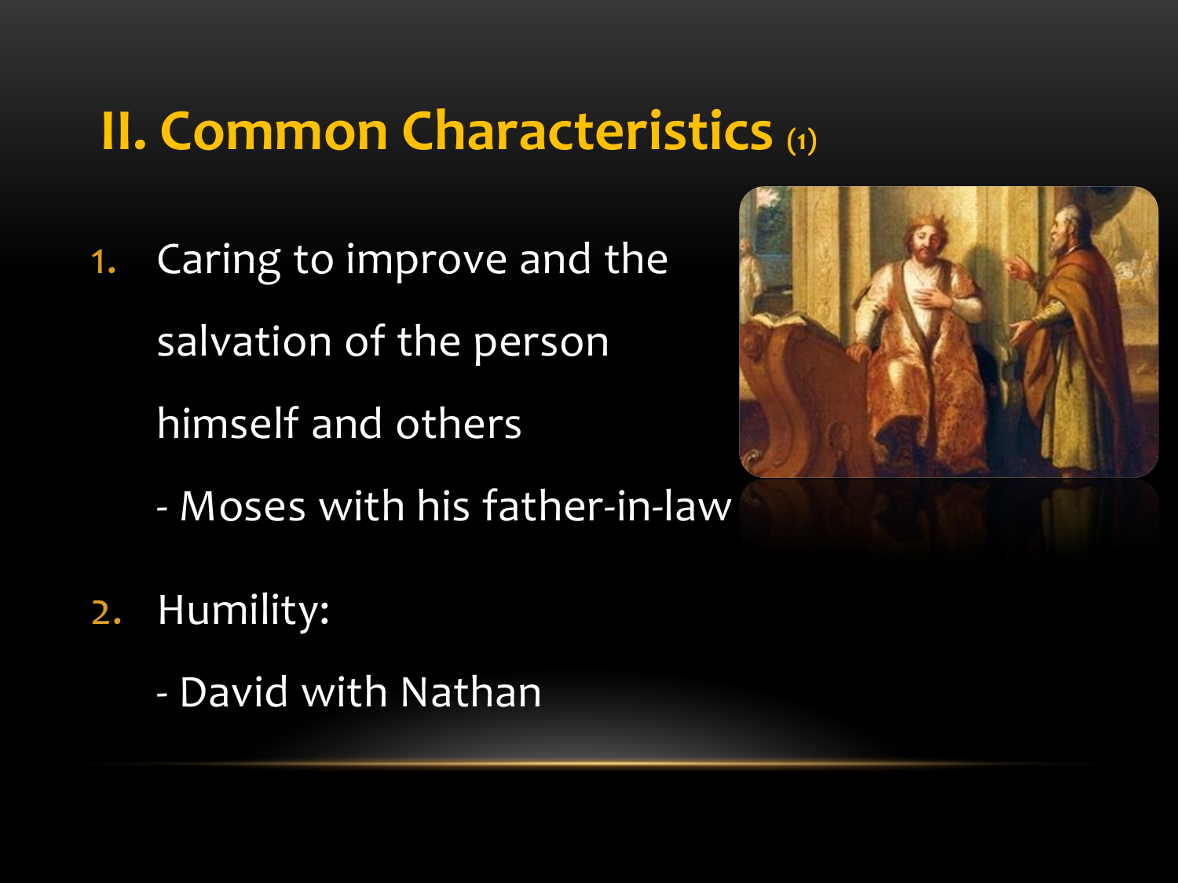# II. Common Characteristics (1)

1. Caring to improve and the salvation of the person himself and others
   - Moses with his father-in-law
2. Humility:
   - David with Nathan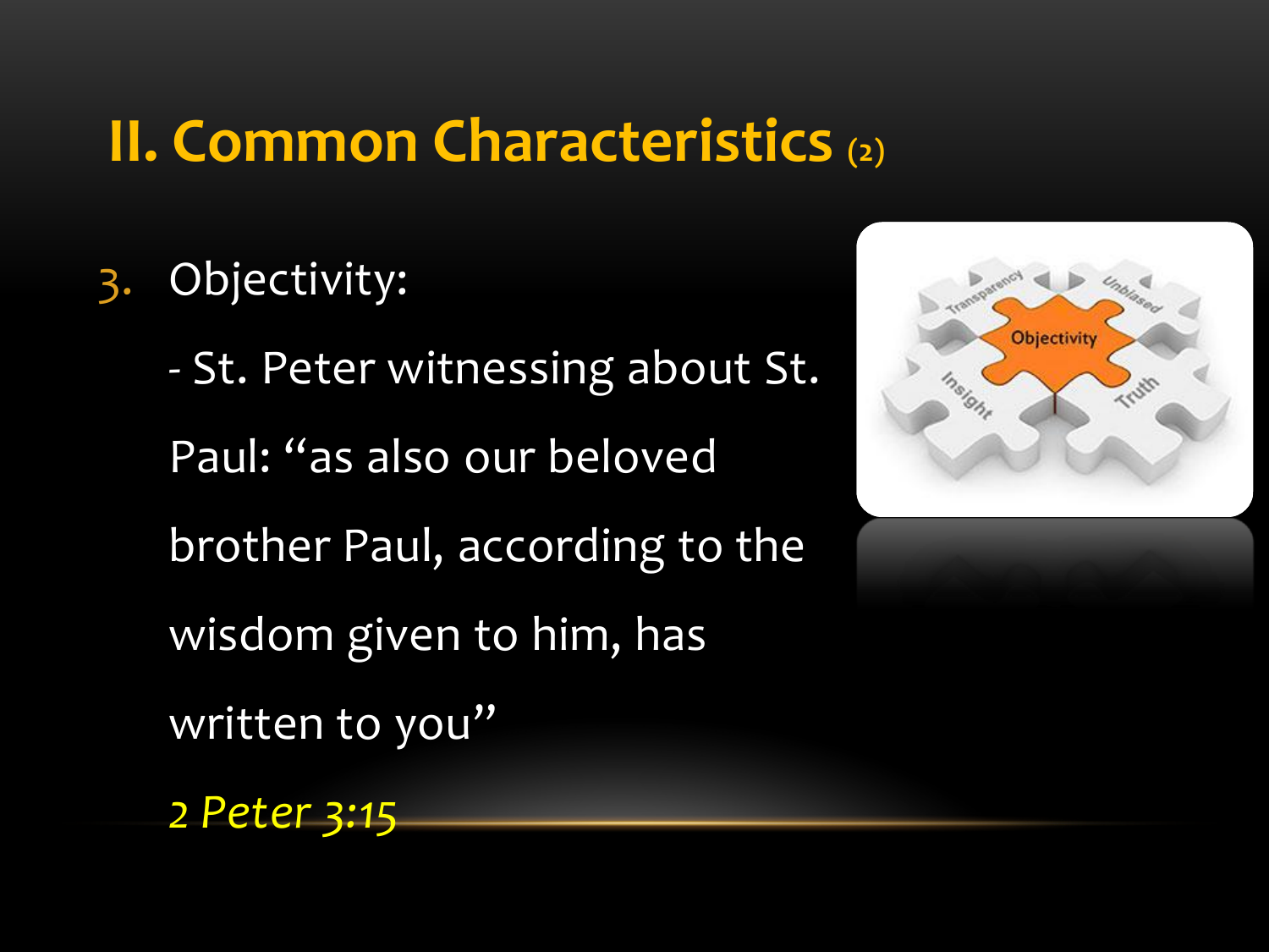## II. Common Characteristics (2)

3. Objectivity:

   - St. Peter witnessing about St. Paul: “as also our beloved brother Paul, according to the wisdom given to him, has written to you”

   *2 Peter 3:15*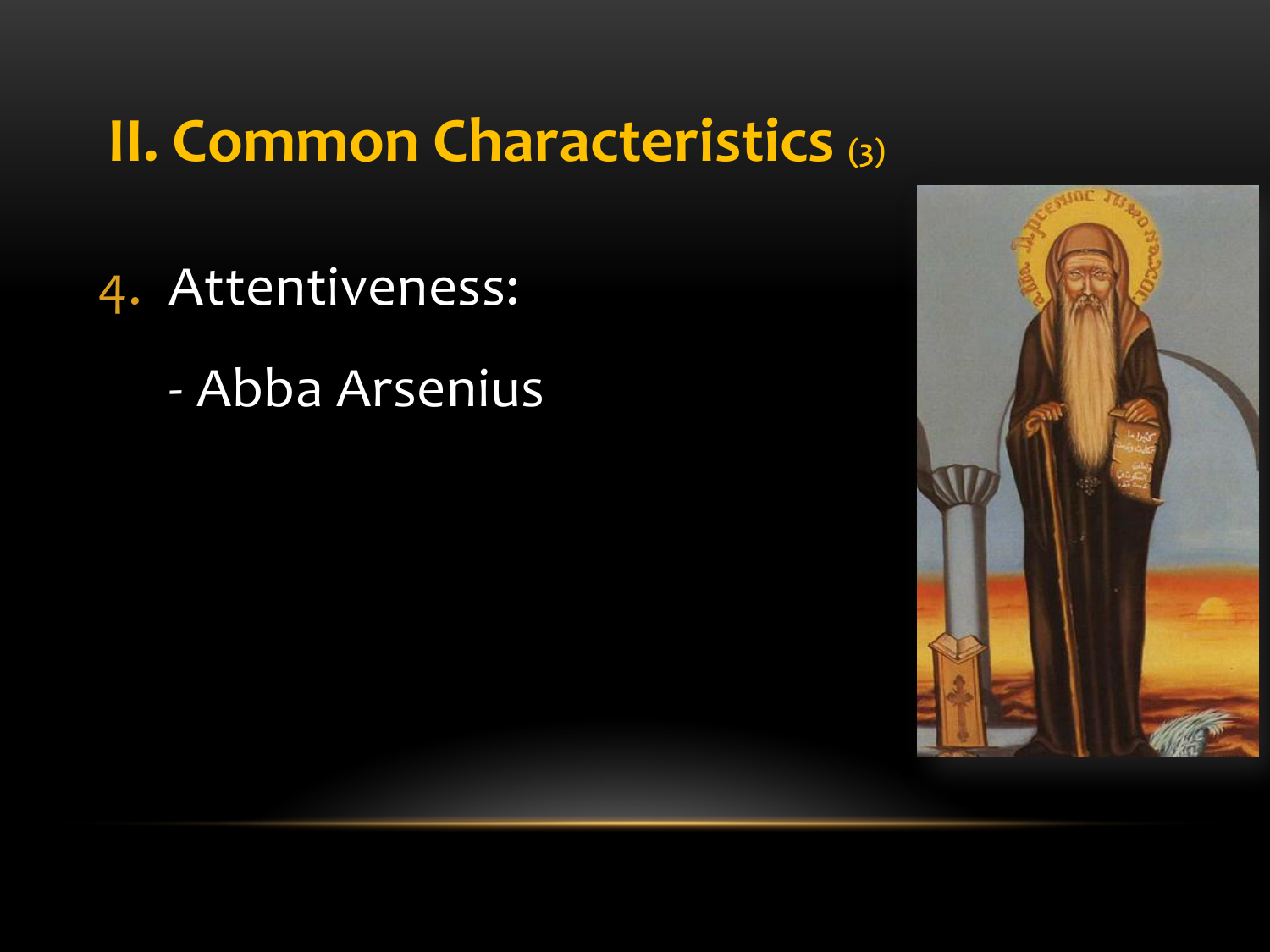## II. Common Characteristics (3)

4. Attentiveness:

   - Abba Arsenius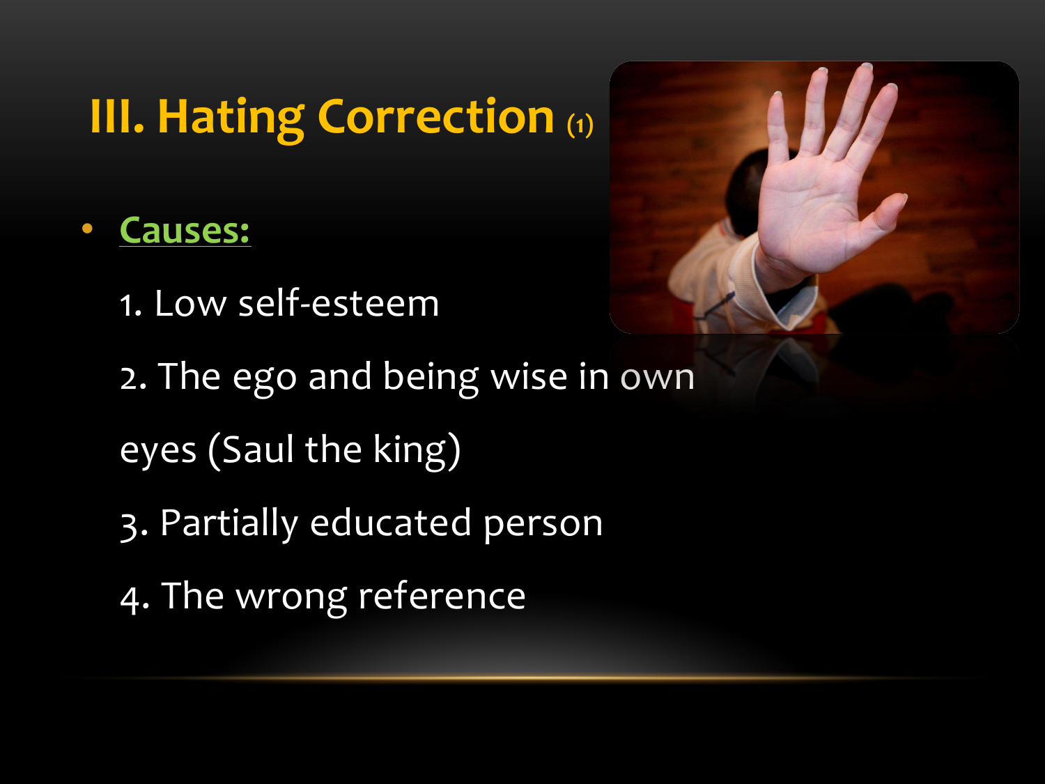# III. Hating Correction (1)

- **Causes:**

  1. Low self-esteem
  2. The ego and being wise in own eyes (Saul the king)
  3. Partially educated person
  4. The wrong reference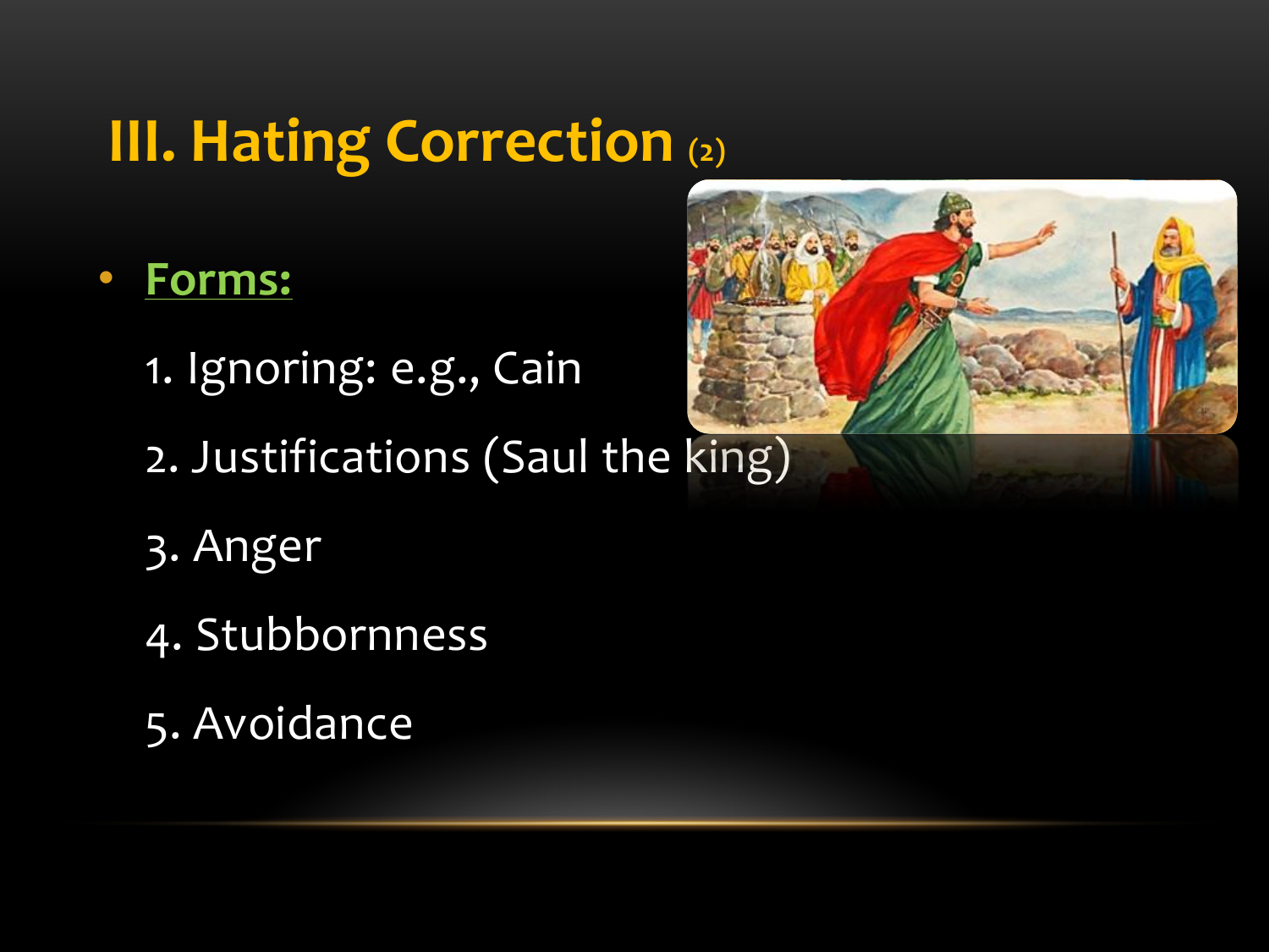# III. Hating Correction (2)

- **Forms:**

  1. Ignoring: e.g., Cain

  2. Justifications (Saul the king)

  3. Anger

  4. Stubbornness

  5. Avoidance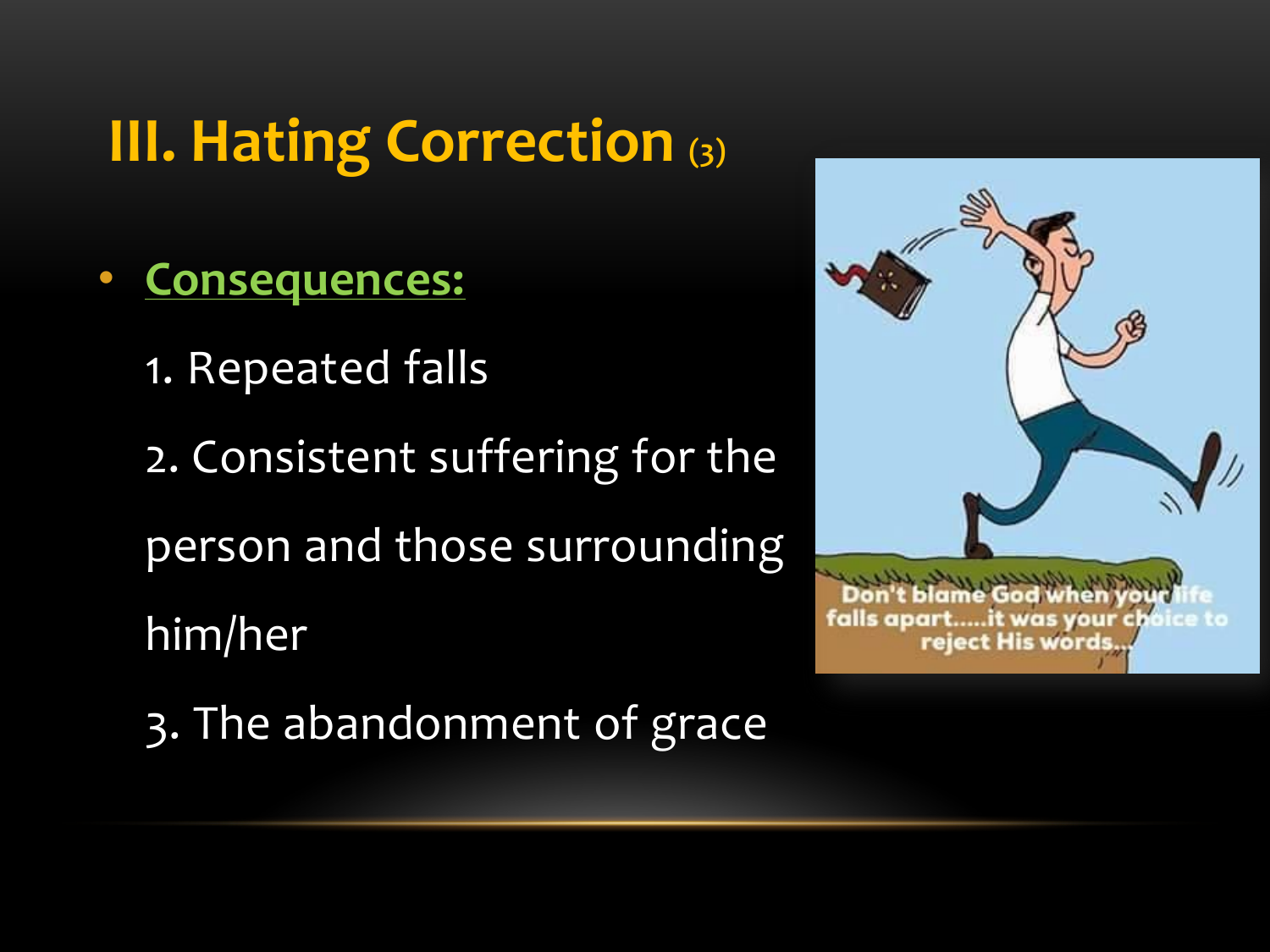# III. Hating Correction (3)

- **Consequences:**

  1. Repeated falls

  2. Consistent suffering for the person and those surrounding him/her

  3. The abandonment of grace